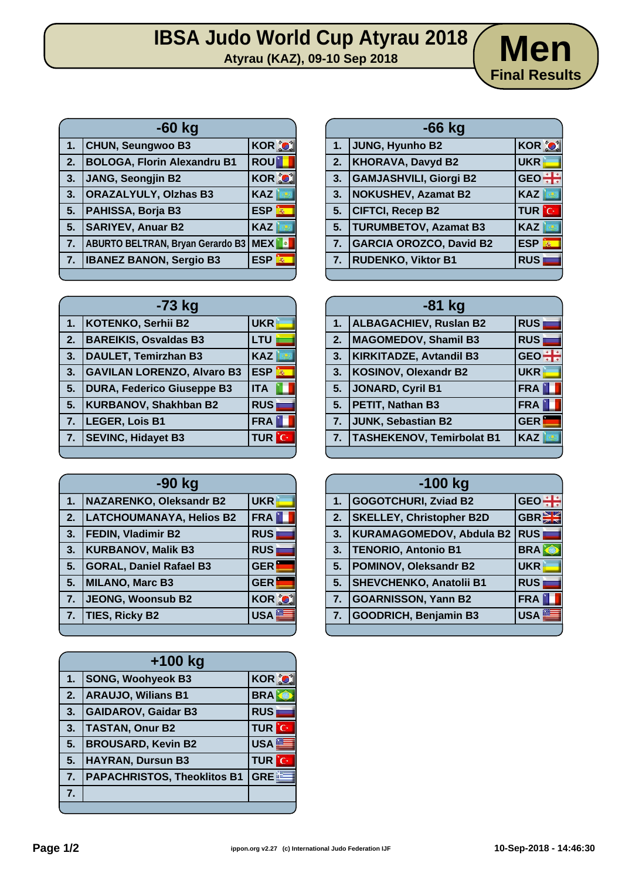# IBSA Judo World Cup Atyrau 2018

**Atyrau (KAZ), 09-10 Sep 2018**

## Men
**Final Results**

| -60 kg | | |
|---|---|---|
| 1. | CHUN, Seungwoo B3 | KOR |
| 2. | BOLOGA, Florin Alexandru B1 | ROU |
| 3. | JANG, Seongjin B2 | KOR |
| 3. | ORAZALYULY, Olzhas B3 | KAZ |
| 5. | PAHISSA, Borja B3 | ESP |
| 5. | SARIYEV, Anuar B2 | KAZ |
| 7. | ABURTO BELTRAN, Bryan Gerardo B3 | MEX |
| 7. | IBANEZ BANON, Sergio B3 | ESP |

| -66 kg | | |
|---|---|---|
| 1. | JUNG, Hyunho B2 | KOR |
| 2. | KHORAVA, Davyd B2 | UKR |
| 3. | GAMJASHVILI, Giorgi B2 | GEO |
| 3. | NOKUSHEV, Azamat B2 | KAZ |
| 5. | CIFTCI, Recep B2 | TUR |
| 5. | TURUMBETOV, Azamat B3 | KAZ |
| 7. | GARCIA OROZCO, David B2 | ESP |
| 7. | RUDENKO, Viktor B1 | RUS |

| -73 kg | | |
|---|---|---|
| 1. | KOTENKO, Serhii B2 | UKR |
| 2. | BAREIKIS, Osvaldas B3 | LTU |
| 3. | DAULET, Temirzhan B3 | KAZ |
| 3. | GAVILAN LORENZO, Alvaro B3 | ESP |
| 5. | DURA, Federico Giuseppe B3 | ITA |
| 5. | KURBANOV, Shakhban B2 | RUS |
| 7. | LEGER, Lois B1 | FRA |
| 7. | SEVINC, Hidayet B3 | TUR |

| -81 kg | | |
|---|---|---|
| 1. | ALBAGACHIEV, Ruslan B2 | RUS |
| 2. | MAGOMEDOV, Shamil B3 | RUS |
| 3. | KIRKITADZE, Avtandil B3 | GEO |
| 3. | KOSINOV, Olexandr B2 | UKR |
| 5. | JONARD, Cyril B1 | FRA |
| 5. | PETIT, Nathan B3 | FRA |
| 7. | JUNK, Sebastian B2 | GER |
| 7. | TASHEKENOV, Temirbolat B1 | KAZ |

| -90 kg | | |
|---|---|---|
| 1. | NAZARENKO, Oleksandr B2 | UKR |
| 2. | LATCHOUMANAYA, Helios B2 | FRA |
| 3. | FEDIN, Vladimir B2 | RUS |
| 3. | KURBANOV, Malik B3 | RUS |
| 5. | GORAL, Daniel Rafael B3 | GER |
| 5. | MILANO, Marc B3 | GER |
| 7. | JEONG, Woonsub B2 | KOR |
| 7. | TIES, Ricky B2 | USA |

| -100 kg | | |
|---|---|---|
| 1. | GOGOTCHURI, Zviad B2 | GEO |
| 2. | SKELLEY, Christopher B2D | GBR |
| 3. | KURAMAGOMEDOV, Abdula B2 | RUS |
| 3. | TENORIO, Antonio B1 | BRA |
| 5. | POMINOV, Oleksandr B2 | UKR |
| 5. | SHEVCHENKO, Anatolii B1 | RUS |
| 7. | GOARNISSON, Yann B2 | FRA |
| 7. | GOODRICH, Benjamin B3 | USA |

| +100 kg | | |
|---|---|---|
| 1. | SONG, Woohyeok B3 | KOR |
| 2. | ARAUJO, Wilians B1 | BRA |
| 3. | GAIDAROV, Gaidar B3 | RUS |
| 3. | TASTAN, Onur B2 | TUR |
| 5. | BROUSARD, Kevin B2 | USA |
| 5. | HAYRAN, Dursun B3 | TUR |
| 7. | PAPACHRISTOS, Theoklitos B1 | GRE |
| 7. | | |

ippon.org v2.27 (c) International Judo Federation IJF

10-Sep-2018 - 14:46:30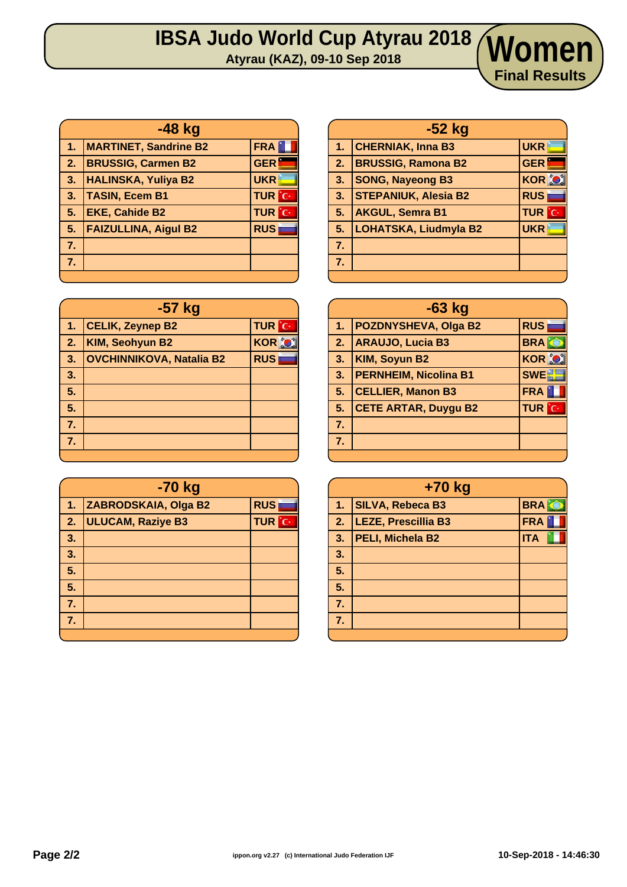# IBSA Judo World Cup Atyrau 2018

**Atyrau (KAZ), 09-10 Sep 2018**

## Women
**Final Results**

### -48 kg

| | Name | Country |
|---|---|---|
| 1. | MARTINET, Sandrine B2 | FRA |
| 2. | BRUSSIG, Carmen B2 | GER |
| 3. | HALINSKA, Yuliya B2 | UKR |
| 3. | TASIN, Ecem B1 | TUR |
| 5. | EKE, Cahide B2 | TUR |
| 5. | FAIZULLINA, Aigul B2 | RUS |
| 7. | | |
| 7. | | |

### -52 kg

| | Name | Country |
|---|---|---|
| 1. | CHERNIAK, Inna B3 | UKR |
| 2. | BRUSSIG, Ramona B2 | GER |
| 3. | SONG, Nayeong B3 | KOR |
| 3. | STEPANIUK, Alesia B2 | RUS |
| 5. | AKGUL, Semra B1 | TUR |
| 5. | LOHATSKA, Liudmyla B2 | UKR |
| 7. | | |
| 7. | | |

### -57 kg

| | Name | Country |
|---|---|---|
| 1. | CELIK, Zeynep B2 | TUR |
| 2. | KIM, Seohyun B2 | KOR |
| 3. | OVCHINNIKOVA, Natalia B2 | RUS |
| 3. | | |
| 5. | | |
| 5. | | |
| 7. | | |
| 7. | | |

### -63 kg

| | Name | Country |
|---|---|---|
| 1. | POZDNYSHEVA, Olga B2 | RUS |
| 2. | ARAUJO, Lucia B3 | BRA |
| 3. | KIM, Soyun B2 | KOR |
| 3. | PERNHEIM, Nicolina B1 | SWE |
| 5. | CELLIER, Manon B3 | FRA |
| 5. | CETE ARTAR, Duygu B2 | TUR |
| 7. | | |
| 7. | | |

### -70 kg

| | Name | Country |
|---|---|---|
| 1. | ZABRODSKAIA, Olga B2 | RUS |
| 2. | ULUCAM, Raziye B3 | TUR |
| 3. | | |
| 3. | | |
| 5. | | |
| 5. | | |
| 7. | | |
| 7. | | |

### +70 kg

| | Name | Country |
|---|---|---|
| 1. | SILVA, Rebeca B3 | BRA |
| 2. | LEZE, Prescillia B3 | FRA |
| 3. | PELI, Michela B2 | ITA |
| 3. | | |
| 5. | | |
| 5. | | |
| 7. | | |
| 7. | | |

ippon.org v2.27 (c) International Judo Federation IJF

10-Sep-2018 - 14:46:30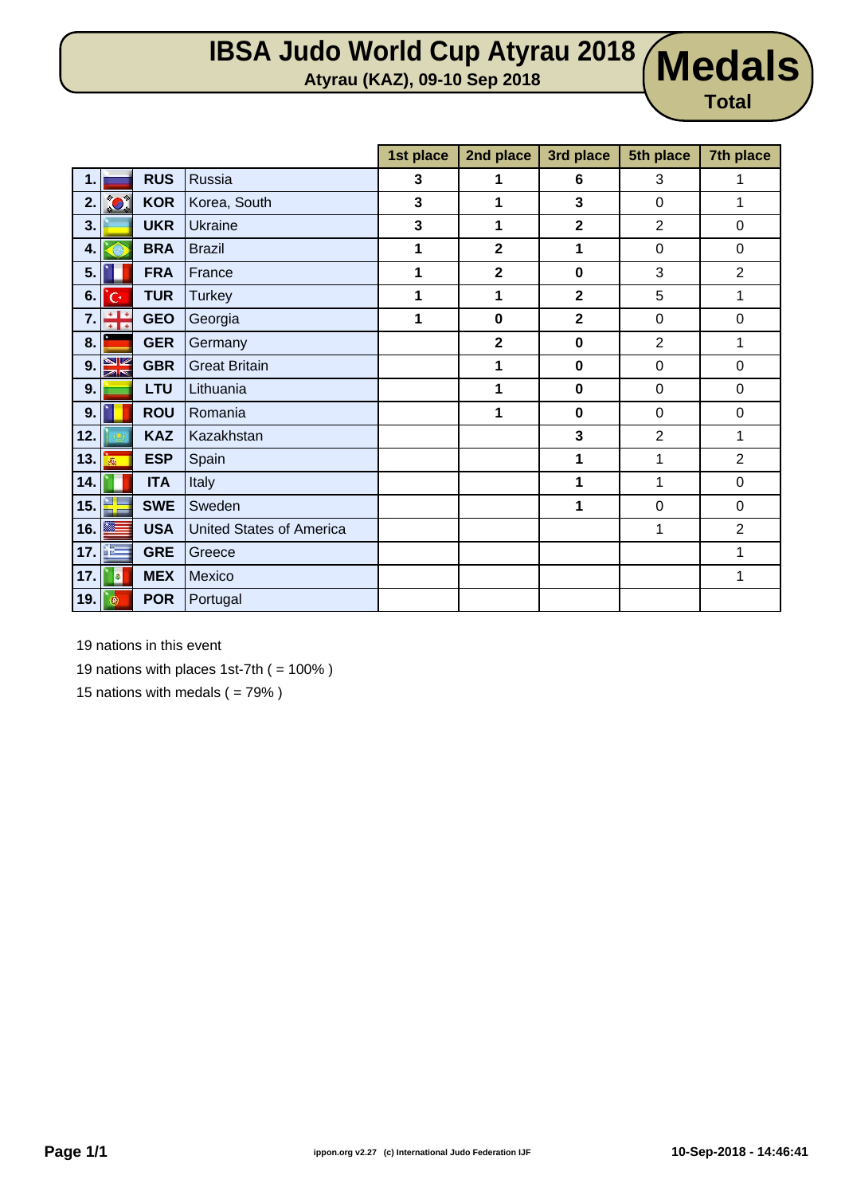# IBSA Judo World Cup Atyrau 2018

**Atyrau (KAZ), 09-10 Sep 2018**

# Medals

**Total**

| | | | 1st place | 2nd place | 3rd place | 5th place | 7th place |
|---|---|---|---|---|---|---|---|
| 1. | RUS | Russia | 3 | 1 | 6 | 3 | 1 |
| 2. | KOR | Korea, South | 3 | 1 | 3 | 0 | 1 |
| 3. | UKR | Ukraine | 3 | 1 | 2 | 2 | 0 |
| 4. | BRA | Brazil | 1 | 2 | 1 | 0 | 0 |
| 5. | FRA | France | 1 | 2 | 0 | 3 | 2 |
| 6. | TUR | Turkey | 1 | 1 | 2 | 5 | 1 |
| 7. | GEO | Georgia | 1 | 0 | 2 | 0 | 0 |
| 8. | GER | Germany | | 2 | 0 | 2 | 1 |
| 9. | GBR | Great Britain | | 1 | 0 | 0 | 0 |
| 9. | LTU | Lithuania | | 1 | 0 | 0 | 0 |
| 9. | ROU | Romania | | 1 | 0 | 0 | 0 |
| 12. | KAZ | Kazakhstan | | | 3 | 2 | 1 |
| 13. | ESP | Spain | | | 1 | 1 | 2 |
| 14. | ITA | Italy | | | 1 | 1 | 0 |
| 15. | SWE | Sweden | | | 1 | 0 | 0 |
| 16. | USA | United States of America | | | | 1 | 2 |
| 17. | GRE | Greece | | | | | 1 |
| 17. | MEX | Mexico | | | | | 1 |
| 19. | POR | Portugal | | | | | |

19 nations in this event

19 nations with places 1st-7th ( = 100% )

15 nations with medals ( = 79% )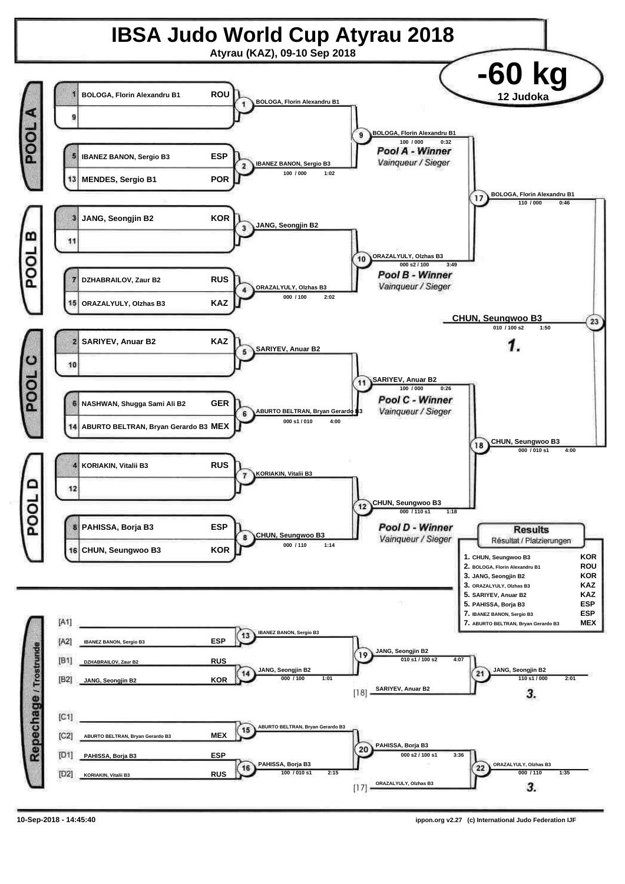# IBSA Judo World Cup Atyrau 2018

Atyrau (KAZ), 09-10 Sep 2018

## -60 kg

12 Judoka

### POOL A

| Seed | Name | Country |
|---|---|---|
| 1 | BOLOGA, Florin Alexandru B1 | ROU |
| 9 | | |
| 5 | IBANEZ BANON, Sergio B3 | ESP |
| 13 | MENDES, Sergio B1 | POR |

- Contest 1: BOLOGA, Florin Alexandru B1
- Contest 2: IBANEZ BANON, Sergio B3 — 100 / 000 — 1:02
- Contest 9: BOLOGA, Florin Alexandru B1 — 100 / 000 — 0:32

*Pool A - Winner* / Vainqueur / Sieger

### POOL B

| Seed | Name | Country |
|---|---|---|
| 3 | JANG, Seongjin B2 | KOR |
| 11 | | |
| 7 | DZHABRAILOV, Zaur B2 | RUS |
| 15 | ORAZALYULY, Olzhas B3 | KAZ |

- Contest 3: JANG, Seongjin B2
- Contest 4: ORAZALYULY, Olzhas B3 — 000 / 100 — 2:02
- Contest 10: ORAZALYULY, Olzhas B3 — 000 s2 / 100 — 3:49

*Pool B - Winner* / Vainqueur / Sieger

### POOL C

| Seed | Name | Country |
|---|---|---|
| 2 | SARIYEV, Anuar B2 | KAZ |
| 10 | | |
| 6 | NASHWAN, Shugga Sami Ali B2 | GER |
| 14 | ABURTO BELTRAN, Bryan Gerardo B3 | MEX |

- Contest 5: SARIYEV, Anuar B2
- Contest 6: ABURTO BELTRAN, Bryan Gerardo B3 — 000 s1 / 010 — 4:00
- Contest 11: SARIYEV, Anuar B2 — 100 / 000 — 0:26

*Pool C - Winner* / Vainqueur / Sieger

### POOL D

| Seed | Name | Country |
|---|---|---|
| 4 | KORIAKIN, Vitalii B3 | RUS |
| 12 | | |
| 8 | PAHISSA, Borja B3 | ESP |
| 16 | CHUN, Seungwoo B3 | KOR |

- Contest 7: KORIAKIN, Vitalii B3
- Contest 8: CHUN, Seungwoo B3 — 000 / 110 — 1:14
- Contest 12: CHUN, Seungwoo B3 — 000 / 110 s1 — 1:18

*Pool D - Winner* / Vainqueur / Sieger

### Semi-finals and Final

- Contest 17: BOLOGA, Florin Alexandru B1 — 110 / 000 — 0:46
- Contest 18: CHUN, Seungwoo B3 — 000 / 010 s1 — 4:00
- Contest 23: **CHUN, Seungwoo B3** — 010 / 100 s2 — 1:50 — **1.**

### Repechage / Trostrunde

| Slot | Name | Country |
|---|---|---|
| [A1] | | |
| [A2] | IBANEZ BANON, Sergio B3 | ESP |
| [B1] | DZHABRAILOV, Zaur B2 | RUS |
| [B2] | JANG, Seongjin B2 | KOR |
| [C1] | | |
| [C2] | ABURTO BELTRAN, Bryan Gerardo B3 | MEX |
| [D1] | PAHISSA, Borja B3 | ESP |
| [D2] | KORIAKIN, Vitalii B3 | RUS |

- Contest 13: IBANEZ BANON, Sergio B3
- Contest 14: JANG, Seongjin B2 — 000 / 100 — 1:01
- Contest 19: JANG, Seongjin B2 — 010 s1 / 100 s2 — 4:07
- [18] SARIYEV, Anuar B2
- Contest 21: JANG, Seongjin B2 — 110 s1 / 000 — 2:01 — **3.**
- Contest 15: ABURTO BELTRAN, Bryan Gerardo B3
- Contest 16: PAHISSA, Borja B3 — 100 / 010 s1 — 2:15
- Contest 20: PAHISSA, Borja B3 — 000 s2 / 100 s1 — 3:36
- [17] ORAZALYULY, Olzhas B3
- Contest 22: ORAZALYULY, Olzhas B3 — 000 / 110 — 1:35 — **3.**

### Results

Résultat / Platzierungen

| Place | Name | Country |
|---|---|---|
| 1. | CHUN, Seungwoo B3 | KOR |
| 2. | BOLOGA, Florin Alexandru B1 | ROU |
| 3. | JANG, Seongjin B2 | KOR |
| 3. | ORAZALYULY, Olzhas B3 | KAZ |
| 5. | SARIYEV, Anuar B2 | KAZ |
| 5. | PAHISSA, Borja B3 | ESP |
| 7. | IBANEZ BANON, Sergio B3 | ESP |
| 7. | ABURTO BELTRAN, Bryan Gerardo B3 | MEX |

10-Sep-2018 - 14:45:40

ippon.org v2.27 (c) International Judo Federation IJF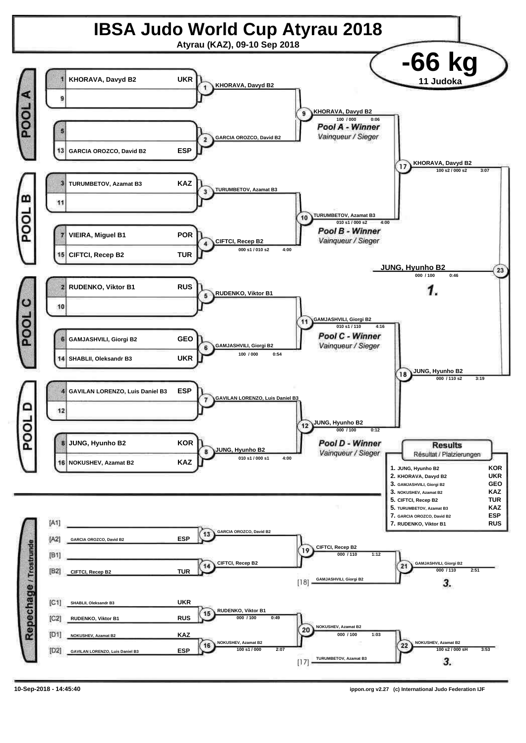# IBSA Judo World Cup Atyrau 2018

**Atyrau (KAZ), 09-10 Sep 2018**

## -66 kg

**11 Judoka**

### POOL A

| Seed | Name | Country |
|---|---|---|
| 1 | KHORAVA, Davyd B2 | UKR |
| 9 | | |
| 5 | | |
| 13 | GARCIA OROZCO, David B2 | ESP |

- Match 1: KHORAVA, Davyd B2
- Match 2: GARCIA OROZCO, David B2
- Match 9: KHORAVA, Davyd B2 — 100 / 000 — 0:06

**Pool A - Winner**
*Vainqueur / Sieger*

### POOL B

| Seed | Name | Country |
|---|---|---|
| 3 | TURUMBETOV, Azamat B3 | KAZ |
| 11 | | |
| 7 | VIEIRA, Miguel B1 | POR |
| 15 | CIFTCI, Recep B2 | TUR |

- Match 3: TURUMBETOV, Azamat B3
- Match 4: CIFTCI, Recep B2 — 000 s1 / 010 s2 — 4:00
- Match 10: TURUMBETOV, Azamat B3 — 010 s1 / 000 s2 — 4:00

**Pool B - Winner**
*Vainqueur / Sieger*

- Match 17: KHORAVA, Davyd B2 — 100 s2 / 000 s2 — 3:07

### POOL C

| Seed | Name | Country |
|---|---|---|
| 2 | RUDENKO, Viktor B1 | RUS |
| 10 | | |
| 6 | GAMJASHVILI, Giorgi B2 | GEO |
| 14 | SHABLII, Oleksandr B3 | UKR |

- Match 5: RUDENKO, Viktor B1
- Match 6: GAMJASHVILI, Giorgi B2 — 100 / 000 — 0:54
- Match 11: GAMJASHVILI, Giorgi B2 — 010 s1 / 110 — 4:16

**Pool C - Winner**
*Vainqueur / Sieger*

### POOL D

| Seed | Name | Country |
|---|---|---|
| 4 | GAVILAN LORENZO, Luis Daniel B3 | ESP |
| 12 | | |
| 8 | JUNG, Hyunho B2 | KOR |
| 16 | NOKUSHEV, Azamat B2 | KAZ |

- Match 7: GAVILAN LORENZO, Luis Daniel B3
- Match 8: JUNG, Hyunho B2 — 010 s1 / 000 s1 — 4:00
- Match 12: JUNG, Hyunho B2 — 000 / 100 — 0:12

**Pool D - Winner**
*Vainqueur / Sieger*

- Match 18: JUNG, Hyunho B2 — 000 / 110 s2 — 3:19

### Final

- Match 23: **JUNG, Hyunho B2** — 000 / 100 — 0:46

**1.**

### Repechage / Trostrunde

| Slot | Name | Country |
|---|---|---|
| [A1] | | |
| [A2] | GARCIA OROZCO, David B2 | ESP |
| [B1] | | |
| [B2] | CIFTCI, Recep B2 | TUR |
| [C1] | SHABLII, Oleksandr B3 | UKR |
| [C2] | RUDENKO, Viktor B1 | RUS |
| [D1] | NOKUSHEV, Azamat B2 | KAZ |
| [D2] | GAVILAN LORENZO, Luis Daniel B3 | ESP |

- Match 13: GARCIA OROZCO, David B2
- Match 14: CIFTCI, Recep B2
- Match 19: CIFTCI, Recep B2 — 000 / 110 — 1:12
- [18] GAMJASHVILI, Giorgi B2
- Match 21: GAMJASHVILI, Giorgi B2 — 000 / 110 — 2:51 — **3.**
- Match 15: RUDENKO, Viktor B1 — 000 / 100 — 0:49
- Match 16: NOKUSHEV, Azamat B2 — 100 s1 / 000 — 2:07
- Match 20: NOKUSHEV, Azamat B2 — 000 / 100 — 1:03
- [17] TURUMBETOV, Azamat B3
- Match 22: NOKUSHEV, Azamat B2 — 100 s2 / 000 sH — 3:53 — **3.**

### Results
*Résultat / Platzierungen*

| Place | Name | Country |
|---|---|---|
| 1. | JUNG, Hyunho B2 | KOR |
| 2. | KHORAVA, Davyd B2 | UKR |
| 3. | GAMJASHVILI, Giorgi B2 | GEO |
| 3. | NOKUSHEV, Azamat B2 | KAZ |
| 5. | CIFTCI, Recep B2 | TUR |
| 5. | TURUMBETOV, Azamat B3 | KAZ |
| 7. | GARCIA OROZCO, David B2 | ESP |
| 7. | RUDENKO, Viktor B1 | RUS |

10-Sep-2018 - 14:45:40 ippon.org v2.27 (c) International Judo Federation IJF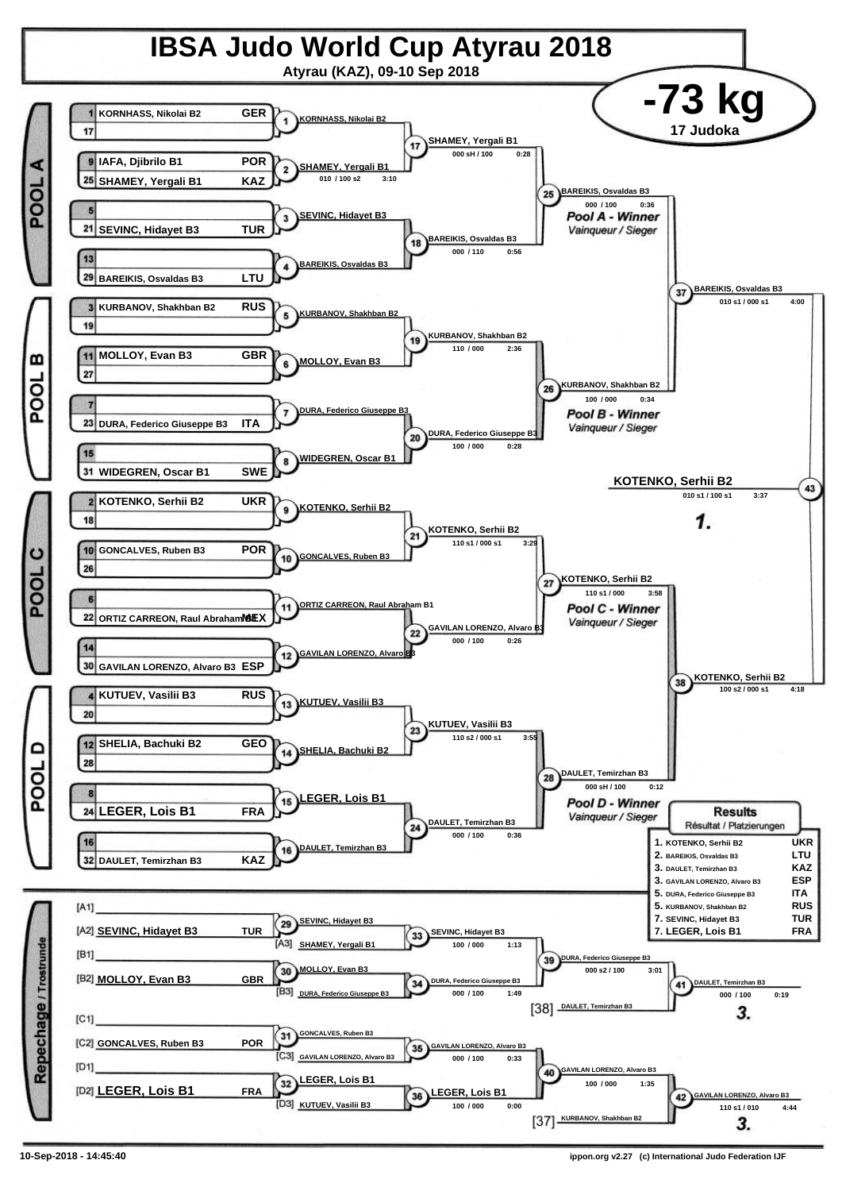# IBSA Judo World Cup Atyrau 2018

**Atyrau (KAZ), 09-10 Sep 2018**

## -73 kg

**17 Judoka**

### POOL A

| Seed | Name | Nation |
|---|---|---|
| 1 | KORNHASS, Nikolai B2 | GER |
| 17 | | |
| 9 | IAFA, Djibrilo B1 | POR |
| 25 | SHAMEY, Yergali B1 | KAZ |
| 5 | | |
| 21 | SEVINC, Hidayet B3 | TUR |
| 13 | | |
| 29 | BAREIKIS, Osvaldas B3 | LTU |

- (1) KORNHASS, Nikolai B2
- (2) SHAMEY, Yergali B1 — 010 / 100 s2 — 3:10
- (3) SEVINC, Hidayet B3
- (4) BAREIKIS, Osvaldas B3
- (17) SHAMEY, Yergali B1 — 000 sH / 100 — 0:28
- (18) BAREIKIS, Osvaldas B3 — 000 / 110 — 0:56
- (25) BAREIKIS, Osvaldas B3 — 000 / 100 — 0:36

*Pool A - Winner* / *Vainqueur / Sieger*

### POOL B

| Seed | Name | Nation |
|---|---|---|
| 3 | KURBANOV, Shakhban B2 | RUS |
| 19 | | |
| 11 | MOLLOY, Evan B3 | GBR |
| 27 | | |
| 7 | | |
| 23 | DURA, Federico Giuseppe B3 | ITA |
| 15 | | |
| 31 | WIDEGREN, Oscar B1 | SWE |

- (5) KURBANOV, Shakhban B2
- (6) MOLLOY, Evan B3
- (7) DURA, Federico Giuseppe B3
- (8) WIDEGREN, Oscar B1
- (19) KURBANOV, Shakhban B2 — 110 / 000 — 2:36
- (20) DURA, Federico Giuseppe B3 — 100 / 000 — 0:28
- (26) KURBANOV, Shakhban B2 — 100 / 000 — 0:34

*Pool B - Winner* / *Vainqueur / Sieger*

- (37) BAREIKIS, Osvaldas B3 — 010 s1 / 000 s1 — 4:00

### POOL C

| Seed | Name | Nation |
|---|---|---|
| 2 | KOTENKO, Serhii B2 | UKR |
| 18 | | |
| 10 | GONCALVES, Ruben B3 | POR |
| 26 | | |
| 6 | | |
| 22 | ORTIZ CARREON, Raul Abraham B1 | MEX |
| 14 | | |
| 30 | GAVILAN LORENZO, Alvaro B3 | ESP |

- (9) KOTENKO, Serhii B2
- (10) GONCALVES, Ruben B3
- (11) ORTIZ CARREON, Raul Abraham B1
- (12) GAVILAN LORENZO, Alvaro B3
- (21) KOTENKO, Serhii B2 — 110 s1 / 000 s1 — 3:29
- (22) GAVILAN LORENZO, Alvaro B3 — 000 / 100 — 0:26
- (27) KOTENKO, Serhii B2 — 110 s1 / 000 — 3:58

*Pool C - Winner* / *Vainqueur / Sieger*

### POOL D

| Seed | Name | Nation |
|---|---|---|
| 4 | KUTUEV, Vasilii B3 | RUS |
| 20 | | |
| 12 | SHELIA, Bachuki B2 | GEO |
| 28 | | |
| 8 | | |
| 24 | LEGER, Lois B1 | FRA |
| 16 | | |
| 32 | DAULET, Temirzhan B3 | KAZ |

- (13) KUTUEV, Vasilii B3
- (14) SHELIA, Bachuki B2
- (15) LEGER, Lois B1
- (16) DAULET, Temirzhan B3
- (23) KUTUEV, Vasilii B3 — 110 s2 / 000 s1 — 3:55
- (24) DAULET, Temirzhan B3 — 000 / 100 — 0:36
- (28) DAULET, Temirzhan B3 — 000 sH / 100 — 0:12

*Pool D - Winner* / *Vainqueur / Sieger*

- (38) KOTENKO, Serhii B2 — 100 s2 / 000 s1 — 4:18

### Final

- (43) KOTENKO, Serhii B2 — 010 s1 / 100 s1 — 3:37 — **1.**

### Repechage / Trostrunde

- [A1]
- [A2] SEVINC, Hidayet B3 — TUR
- [B1]
- [B2] MOLLOY, Evan B3 — GBR
- [C1]
- [C2] GONCALVES, Ruben B3 — POR
- [D1]
- [D2] LEGER, Lois B1 — FRA

- (29) SEVINC, Hidayet B3
- [A3] SHAMEY, Yergali B1
- (33) SEVINC, Hidayet B3 — 100 / 000 — 1:13
- (30) MOLLOY, Evan B3
- [B3] DURA, Federico Giuseppe B3
- (34) DURA, Federico Giuseppe B3 — 000 / 100 — 1:49
- (39) DURA, Federico Giuseppe B3 — 000 s2 / 100 — 3:01
- [38] DAULET, Temirzhan B3
- (41) DAULET, Temirzhan B3 — 000 / 100 — 0:19 — **3.**
- (31) GONCALVES, Ruben B3
- [C3] GAVILAN LORENZO, Alvaro B3
- (35) GAVILAN LORENZO, Alvaro B3 — 000 / 100 — 0:33
- (32) LEGER, Lois B1
- [D3] KUTUEV, Vasilii B3
- (36) LEGER, Lois B1 — 100 / 000 — 0:00
- (40) GAVILAN LORENZO, Alvaro B3 — 100 / 000 — 1:35
- [37] KURBANOV, Shakhban B2
- (42) GAVILAN LORENZO, Alvaro B3 — 110 s1 / 010 — 4:44 — **3.**

### Results / Résultat / Platzierungen

| Place | Name | Nation |
|---|---|---|
| 1. | KOTENKO, Serhii B2 | UKR |
| 2. | BAREIKIS, Osvaldas B3 | LTU |
| 3. | DAULET, Temirzhan B3 | KAZ |
| 3. | GAVILAN LORENZO, Alvaro B3 | ESP |
| 5. | DURA, Federico Giuseppe B3 | ITA |
| 5. | KURBANOV, Shakhban B2 | RUS |
| 7. | SEVINC, Hidayet B3 | TUR |
| 7. | LEGER, Lois B1 | FRA |

10-Sep-2018 - 14:45:40

ippon.org v2.27 (c) International Judo Federation IJF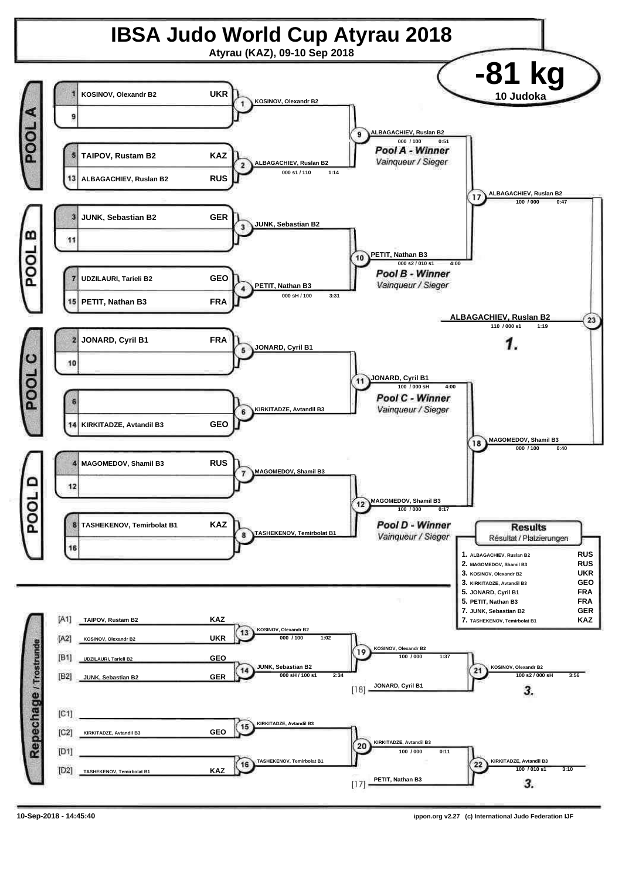# IBSA Judo World Cup Atyrau 2018

**Atyrau (KAZ), 09-10 Sep 2018**

## -81 kg

**10 Judoka**

### Pool A

| Seed | Name | Nation |
|---|---|---|
| 1 | KOSINOV, Olexandr B2 | UKR |
| 9 | | |
| 5 | TAIPOV, Rustam B2 | KAZ |
| 13 | ALBAGACHIEV, Ruslan B2 | RUS |

- Contest 1: KOSINOV, Olexandr B2
- Contest 2: ALBAGACHIEV, Ruslan B2 — 000 s1 / 110 — 1:14
- Contest 9: ALBAGACHIEV, Ruslan B2 — 000 / 100 — 0:51

*Pool A - Winner* / *Vainqueur / Sieger*

### Pool B

| Seed | Name | Nation |
|---|---|---|
| 3 | JUNK, Sebastian B2 | GER |
| 11 | | |
| 7 | UDZILAURI, Tarieli B2 | GEO |
| 15 | PETIT, Nathan B3 | FRA |

- Contest 3: JUNK, Sebastian B2
- Contest 4: PETIT, Nathan B3 — 000 sH / 100 — 3:31
- Contest 10: PETIT, Nathan B3 — 000 s2 / 010 s1 — 4:00

*Pool B - Winner* / *Vainqueur / Sieger*

### Pool C

| Seed | Name | Nation |
|---|---|---|
| 2 | JONARD, Cyril B1 | FRA |
| 10 | | |
| 6 | | |
| 14 | KIRKITADZE, Avtandil B3 | GEO |

- Contest 5: JONARD, Cyril B1
- Contest 6: KIRKITADZE, Avtandil B3
- Contest 11: JONARD, Cyril B1 — 100 / 000 sH — 4:00

*Pool C - Winner* / *Vainqueur / Sieger*

### Pool D

| Seed | Name | Nation |
|---|---|---|
| 4 | MAGOMEDOV, Shamil B3 | RUS |
| 12 | | |
| 8 | TASHEKENOV, Temirbolat B1 | KAZ |
| 16 | | |

- Contest 7: MAGOMEDOV, Shamil B3
- Contest 8: TASHEKENOV, Temirbolat B1
- Contest 12: MAGOMEDOV, Shamil B3 — 100 / 000 — 0:17

*Pool D - Winner* / *Vainqueur / Sieger*

### Semi-finals and Final

- Contest 17: ALBAGACHIEV, Ruslan B2 — 100 / 000 — 0:47
- Contest 18: MAGOMEDOV, Shamil B3 — 000 / 100 — 0:40
- Contest 23: **ALBAGACHIEV, Ruslan B2** — 110 / 000 s1 — 1:19 — **1.**

### Repechage / Trostrunde

| Position | Name | Nation |
|---|---|---|
| [A1] | TAIPOV, Rustam B2 | KAZ |
| [A2] | KOSINOV, Olexandr B2 | UKR |
| [B1] | UDZILAURI, Tarieli B2 | GEO |
| [B2] | JUNK, Sebastian B2 | GER |
| [C1] | | |
| [C2] | KIRKITADZE, Avtandil B3 | GEO |
| [D1] | | |
| [D2] | TASHEKENOV, Temirbolat B1 | KAZ |

- Contest 13: KOSINOV, Olexandr B2 — 000 / 100 — 1:02
- Contest 14: JUNK, Sebastian B2 — 000 sH / 100 s1 — 2:34
- Contest 19: KOSINOV, Olexandr B2 — 100 / 000 — 1:37
- [18] JONARD, Cyril B1
- Contest 21: KOSINOV, Olexandr B2 — 100 s2 / 000 sH — 3:56 — **3.**
- Contest 15: KIRKITADZE, Avtandil B3
- Contest 16: TASHEKENOV, Temirbolat B1
- Contest 20: KIRKITADZE, Avtandil B3 — 100 / 000 — 0:11
- [17] PETIT, Nathan B3
- Contest 22: KIRKITADZE, Avtandil B3 — 100 / 010 s1 — 3:10 — **3.**

### Results

Résultat / Platzierungen

| Place | Name | Nation |
|---|---|---|
| 1. | ALBAGACHIEV, Ruslan B2 | RUS |
| 2. | MAGOMEDOV, Shamil B3 | RUS |
| 3. | KOSINOV, Olexandr B2 | UKR |
| 3. | KIRKITADZE, Avtandil B3 | GEO |
| 5. | JONARD, Cyril B1 | FRA |
| 5. | PETIT, Nathan B3 | FRA |
| 7. | JUNK, Sebastian B2 | GER |
| 7. | TASHEKENOV, Temirbolat B1 | KAZ |

10-Sep-2018 - 14:45:40 — ippon.org v2.27 (c) International Judo Federation IJF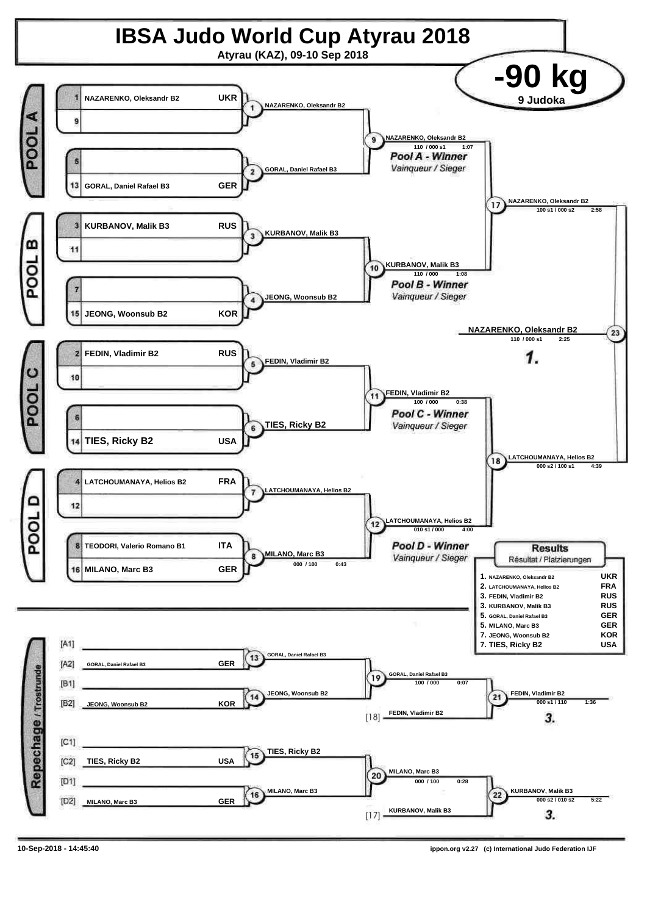# IBSA Judo World Cup Atyrau 2018

Atyrau (KAZ), 09-10 Sep 2018

## -90 kg

9 Judoka

### POOL A

| Seed | Name | Nation |
|---|---|---|
| 1 | NAZARENKO, Oleksandr B2 | UKR |
| 9 | | |
| 5 | | |
| 13 | GORAL, Daniel Rafael B3 | GER |

- 1: NAZARENKO, Oleksandr B2
- 2: GORAL, Daniel Rafael B3
- 9: NAZARENKO, Oleksandr B2 — 110 / 000 s1 — 1:07

*Pool A - Winner*
*Vainqueur / Sieger*

### POOL B

| Seed | Name | Nation |
|---|---|---|
| 3 | KURBANOV, Malik B3 | RUS |
| 11 | | |
| 7 | | |
| 15 | JEONG, Woonsub B2 | KOR |

- 3: KURBANOV, Malik B3
- 4: JEONG, Woonsub B2
- 10: KURBANOV, Malik B3 — 110 / 000 — 1:08

*Pool B - Winner*
*Vainqueur / Sieger*

### POOL C

| Seed | Name | Nation |
|---|---|---|
| 2 | FEDIN, Vladimir B2 | RUS |
| 10 | | |
| 6 | | |
| 14 | TIES, Ricky B2 | USA |

- 5: FEDIN, Vladimir B2
- 6: TIES, Ricky B2
- 11: FEDIN, Vladimir B2 — 100 / 000 — 0:38

*Pool C - Winner*
*Vainqueur / Sieger*

### POOL D

| Seed | Name | Nation |
|---|---|---|
| 4 | LATCHOUMANAYA, Helios B2 | FRA |
| 12 | | |
| 8 | TEODORI, Valerio Romano B1 | ITA |
| 16 | MILANO, Marc B3 | GER |

- 7: LATCHOUMANAYA, Helios B2
- 8: MILANO, Marc B3 — 000 / 100 — 0:43
- 12: LATCHOUMANAYA, Helios B2 — 010 s1 / 000 — 4:00

*Pool D - Winner*
*Vainqueur / Sieger*

### Semi-finals

- 17: NAZARENKO, Oleksandr B2 — 100 s1 / 000 s2 — 2:58
- 18: LATCHOUMANAYA, Helios B2 — 000 s2 / 100 s1 — 4:39

### Final

- 23: NAZARENKO, Oleksandr B2 — 110 / 000 s1 — 2:25

**1.**

### Repechage / Trostrunde

| | Name | Nation |
|---|---|---|
| [A1] | | |
| [A2] | GORAL, Daniel Rafael B3 | GER |
| [B1] | | |
| [B2] | JEONG, Woonsub B2 | KOR |
| [C1] | | |
| [C2] | TIES, Ricky B2 | USA |
| [D1] | | |
| [D2] | MILANO, Marc B3 | GER |

- 13: GORAL, Daniel Rafael B3
- 14: JEONG, Woonsub B2
- 19: GORAL, Daniel Rafael B3 — 100 / 000 — 0:07
- [18] FEDIN, Vladimir B2
- 21: FEDIN, Vladimir B2 — 000 s1 / 110 — 1:36 — **3.**
- 15: TIES, Ricky B2
- 16: MILANO, Marc B3
- 20: MILANO, Marc B3 — 000 / 100 — 0:28
- [17] KURBANOV, Malik B3
- 22: KURBANOV, Malik B3 — 000 s2 / 010 s2 — 5:22 — **3.**

### Results

Résultat / Platzierungen

| Rank | Name | Nation |
|---|---|---|
| 1. | NAZARENKO, Oleksandr B2 | UKR |
| 2. | LATCHOUMANAYA, Helios B2 | FRA |
| 3. | FEDIN, Vladimir B2 | RUS |
| 3. | KURBANOV, Malik B3 | RUS |
| 5. | GORAL, Daniel Rafael B3 | GER |
| 5. | MILANO, Marc B3 | GER |
| 7. | JEONG, Woonsub B2 | KOR |
| 7. | TIES, Ricky B2 | USA |

10-Sep-2018 - 14:45:40

ippon.org v2.27 (c) International Judo Federation IJF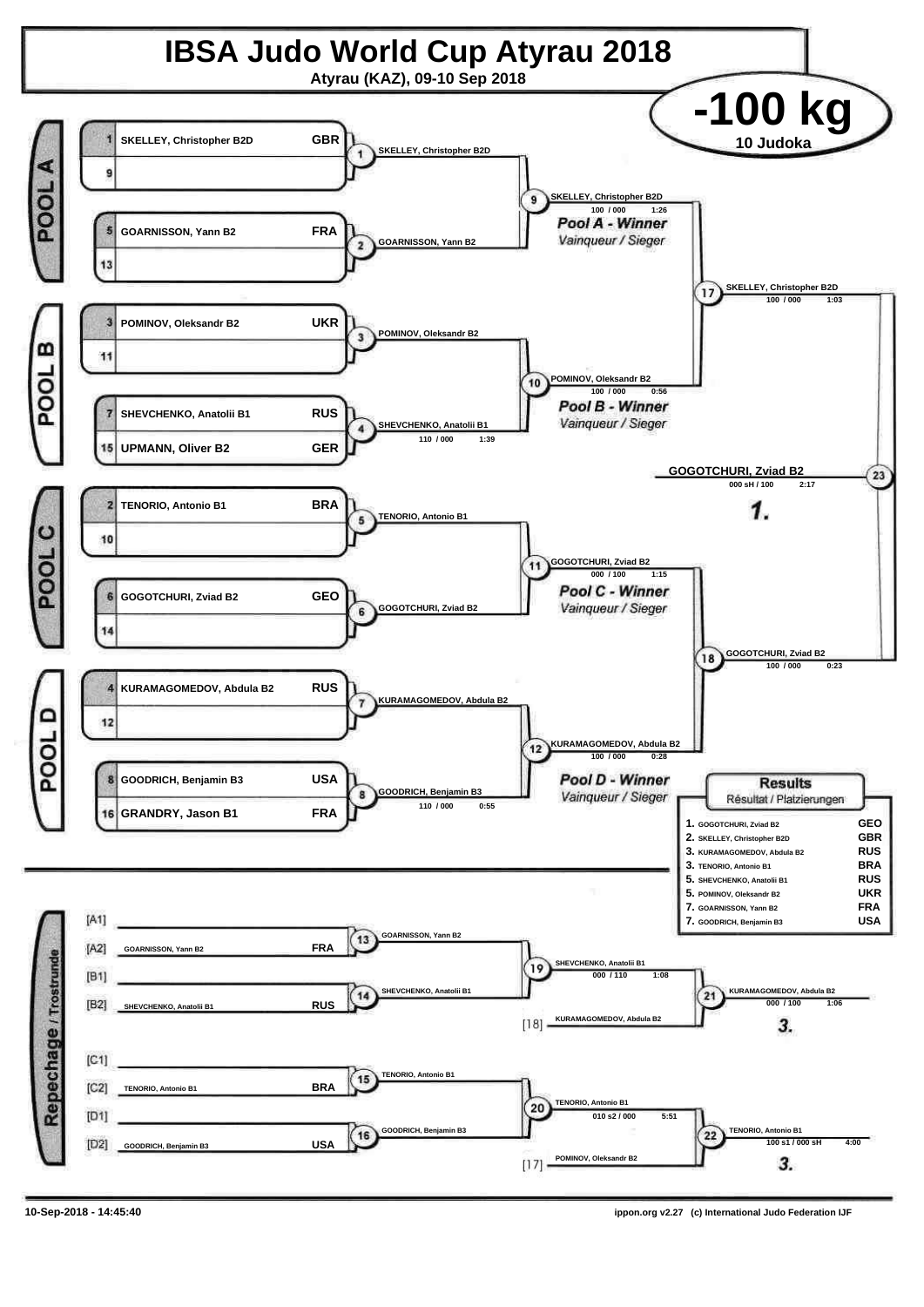# IBSA Judo World Cup Atyrau 2018

**Atyrau (KAZ), 09-10 Sep 2018**

## -100 kg

**10 Judoka**

### POOL A

| Seed | Name | Country |
|---|---|---|
| 1 | SKELLEY, Christopher B2D | GBR |
| 9 | | |
| 5 | GOARNISSON, Yann B2 | FRA |
| 13 | | |

- (1) SKELLEY, Christopher B2D
- (2) GOARNISSON, Yann B2
- (9) SKELLEY, Christopher B2D — 100 / 000 — 1:26

*Pool A - Winner*
*Vainqueur / Sieger*

### POOL B

| Seed | Name | Country |
|---|---|---|
| 3 | POMINOV, Oleksandr B2 | UKR |
| 11 | | |
| 7 | SHEVCHENKO, Anatolii B1 | RUS |
| 15 | UPMANN, Oliver B2 | GER |

- (3) POMINOV, Oleksandr B2
- (4) SHEVCHENKO, Anatolii B1 — 110 / 000 — 1:39
- (10) POMINOV, Oleksandr B2 — 100 / 000 — 0:56

*Pool B - Winner*
*Vainqueur / Sieger*

- (17) SKELLEY, Christopher B2D — 100 / 000 — 1:03

### POOL C

| Seed | Name | Country |
|---|---|---|
| 2 | TENORIO, Antonio B1 | BRA |
| 10 | | |
| 6 | GOGOTCHURI, Zviad B2 | GEO |
| 14 | | |

- (5) TENORIO, Antonio B1
- (6) GOGOTCHURI, Zviad B2
- (11) GOGOTCHURI, Zviad B2 — 000 / 100 — 1:15

*Pool C - Winner*
*Vainqueur / Sieger*

### POOL D

| Seed | Name | Country |
|---|---|---|
| 4 | KURAMAGOMEDOV, Abdula B2 | RUS |
| 12 | | |
| 8 | GOODRICH, Benjamin B3 | USA |
| 16 | GRANDRY, Jason B1 | FRA |

- (7) KURAMAGOMEDOV, Abdula B2
- (8) GOODRICH, Benjamin B3 — 110 / 000 — 0:55
- (12) KURAMAGOMEDOV, Abdula B2 — 100 / 000 — 0:28

*Pool D - Winner*
*Vainqueur / Sieger*

- (18) GOGOTCHURI, Zviad B2 — 100 / 000 — 0:23

### Final

- (23) **GOGOTCHURI, Zviad B2** — 000 sH / 100 — 2:17

**1.**

### Repechage / Trostrunde

| Slot | Name | Country |
|---|---|---|
| [A1] | | |
| [A2] | GOARNISSON, Yann B2 | FRA |
| [B1] | | |
| [B2] | SHEVCHENKO, Anatolii B1 | RUS |
| [C1] | | |
| [C2] | TENORIO, Antonio B1 | BRA |
| [D1] | | |
| [D2] | GOODRICH, Benjamin B3 | USA |

- (13) GOARNISSON, Yann B2
- (14) SHEVCHENKO, Anatolii B1
- (19) SHEVCHENKO, Anatolii B1 — 000 / 110 — 1:08
- [18] KURAMAGOMEDOV, Abdula B2
- (21) KURAMAGOMEDOV, Abdula B2 — 000 / 100 — 1:06 — **3.**
- (15) TENORIO, Antonio B1
- (16) GOODRICH, Benjamin B3
- (20) TENORIO, Antonio B1 — 010 s2 / 000 — 5:51
- [17] POMINOV, Oleksandr B2
- (22) TENORIO, Antonio B1 — 100 s1 / 000 sH — 4:00 — **3.**

### Results
*Résultat / Platzierungen*

| Place | Name | Country |
|---|---|---|
| 1. | GOGOTCHURI, Zviad B2 | GEO |
| 2. | SKELLEY, Christopher B2D | GBR |
| 3. | KURAMAGOMEDOV, Abdula B2 | RUS |
| 3. | TENORIO, Antonio B1 | BRA |
| 5. | SHEVCHENKO, Anatolii B1 | RUS |
| 5. | POMINOV, Oleksandr B2 | UKR |
| 7. | GOARNISSON, Yann B2 | FRA |
| 7. | GOODRICH, Benjamin B3 | USA |

10-Sep-2018 - 14:45:40

ippon.org v2.27 (c) International Judo Federation IJF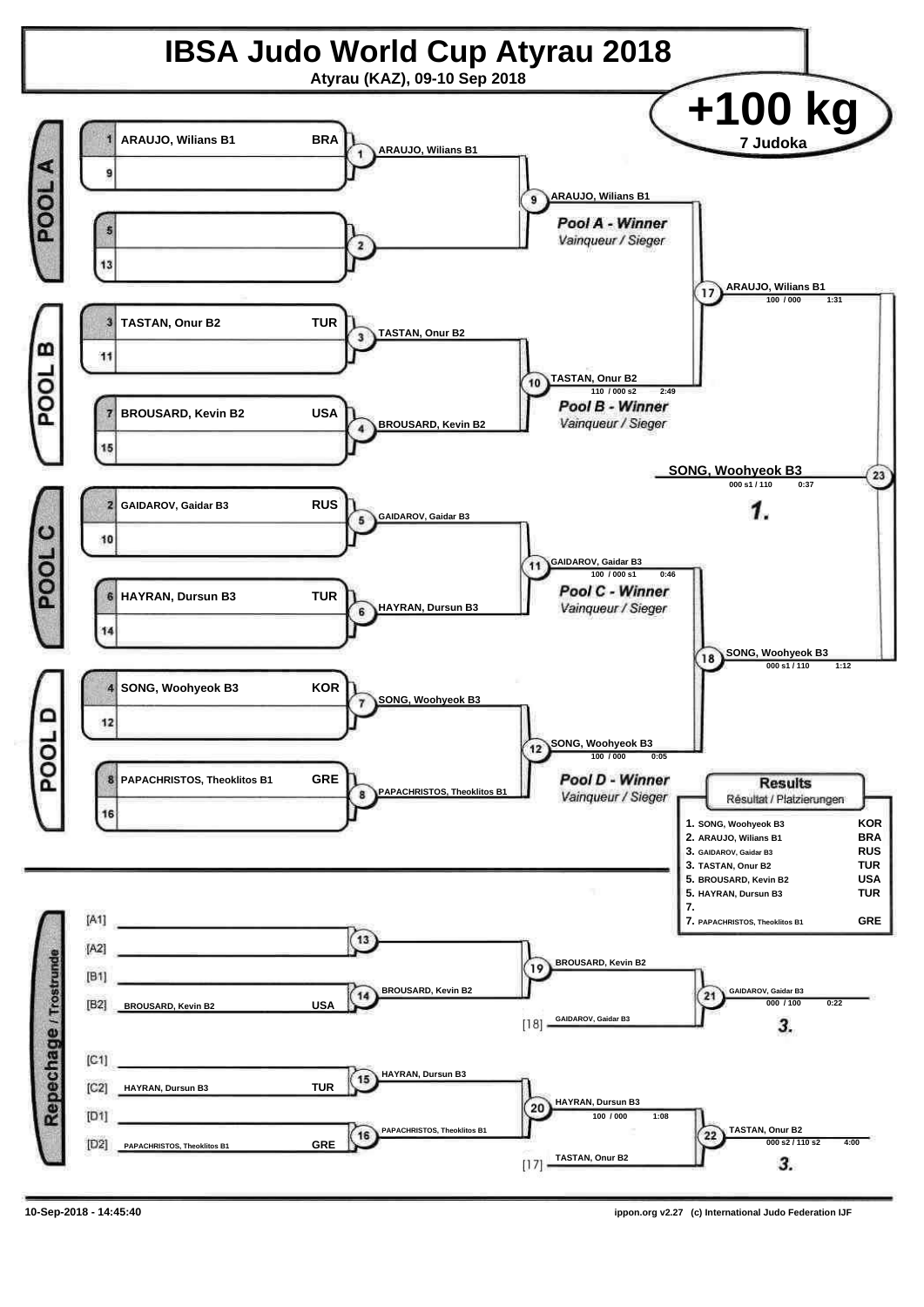# IBSA Judo World Cup Atyrau 2018

Atyrau (KAZ), 09-10 Sep 2018

## +100 kg

7 Judoka

### POOL A

| Seed | Name | Country |
|---|---|---|
| 1 | ARAUJO, Wilians B1 | BRA |
| 9 | | |
| 5 | | |
| 13 | | |

- Contest 1: ARAUJO, Wilians B1
- Contest 2:
- Contest 9: ARAUJO, Wilians B1 — *Pool A - Winner* / Vainqueur / Sieger

### POOL B

| Seed | Name | Country |
|---|---|---|
| 3 | TASTAN, Onur B2 | TUR |
| 11 | | |
| 7 | BROUSARD, Kevin B2 | USA |
| 15 | | |

- Contest 3: TASTAN, Onur B2
- Contest 4: BROUSARD, Kevin B2
- Contest 10: TASTAN, Onur B2 — 110 / 000 s2 — 2:49 — *Pool B - Winner* / Vainqueur / Sieger

### POOL C

| Seed | Name | Country |
|---|---|---|
| 2 | GAIDAROV, Gaidar B3 | RUS |
| 10 | | |
| 6 | HAYRAN, Dursun B3 | TUR |
| 14 | | |

- Contest 5: GAIDAROV, Gaidar B3
- Contest 6: HAYRAN, Dursun B3
- Contest 11: GAIDAROV, Gaidar B3 — 100 / 000 s1 — 0:46 — *Pool C - Winner* / Vainqueur / Sieger

### POOL D

| Seed | Name | Country |
|---|---|---|
| 4 | SONG, Woohyeok B3 | KOR |
| 12 | | |
| 8 | PAPACHRISTOS, Theoklitos B1 | GRE |
| 16 | | |

- Contest 7: SONG, Woohyeok B3
- Contest 8: PAPACHRISTOS, Theoklitos B1
- Contest 12: SONG, Woohyeok B3 — 100 / 000 — 0:05 — *Pool D - Winner* / Vainqueur / Sieger

### Semi-finals and Final

- Contest 17: ARAUJO, Wilians B1 — 100 / 000 — 1:31
- Contest 18: SONG, Woohyeok B3 — 000 s1 / 110 — 1:12
- Contest 23: SONG, Woohyeok B3 — 000 s1 / 110 — 0:37 — **1.**

### Repechage / Trostrunde

| Slot | Name | Country |
|---|---|---|
| [A1] | | |
| [A2] | | |
| [B1] | | |
| [B2] | BROUSARD, Kevin B2 | USA |
| [C1] | | |
| [C2] | HAYRAN, Dursun B3 | TUR |
| [D1] | | |
| [D2] | PAPACHRISTOS, Theoklitos B1 | GRE |

- Contest 13:
- Contest 14: BROUSARD, Kevin B2
- Contest 15: HAYRAN, Dursun B3
- Contest 16: PAPACHRISTOS, Theoklitos B1
- Contest 19: BROUSARD, Kevin B2
- Contest 20: HAYRAN, Dursun B3 — 100 / 000 — 1:08
- [18] GAIDAROV, Gaidar B3
- [17] TASTAN, Onur B2
- Contest 21: GAIDAROV, Gaidar B3 — 000 / 100 — 0:22 — **3.**
- Contest 22: TASTAN, Onur B2 — 000 s2 / 110 s2 — 4:00 — **3.**

### Results

Résultat / Platzierungen

| Place | Name | Country |
|---|---|---|
| 1. | SONG, Woohyeok B3 | KOR |
| 2. | ARAUJO, Wilians B1 | BRA |
| 3. | GAIDAROV, Gaidar B3 | RUS |
| 3. | TASTAN, Onur B2 | TUR |
| 5. | BROUSARD, Kevin B2 | USA |
| 5. | HAYRAN, Dursun B3 | TUR |
| 7. | | |
| 7. | PAPACHRISTOS, Theoklitos B1 | GRE |

10-Sep-2018 - 14:45:40 — ippon.org v2.27 (c) International Judo Federation IJF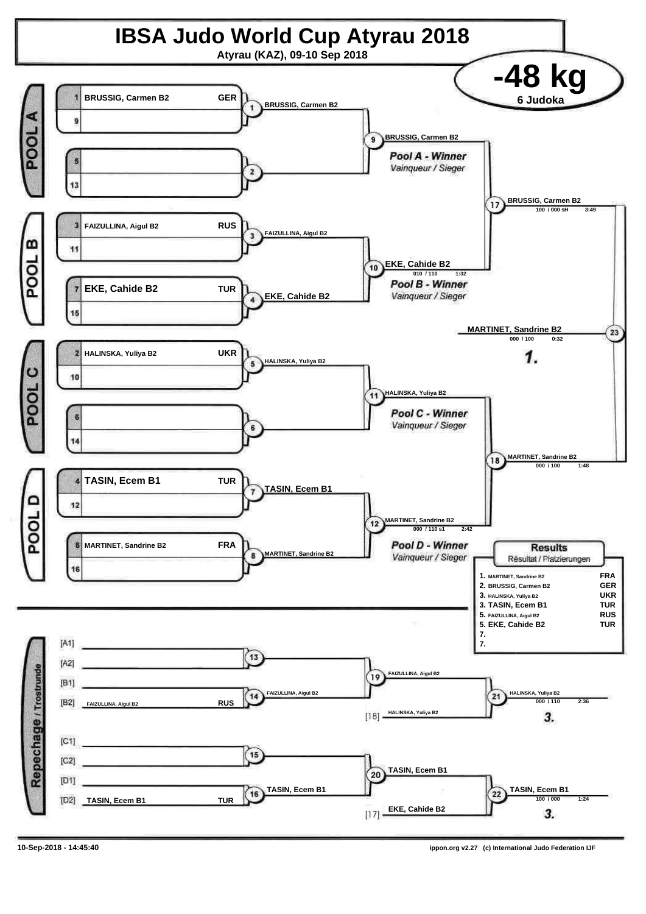# IBSA Judo World Cup Atyrau 2018

**Atyrau (KAZ), 09-10 Sep 2018**

## -48 kg

**6 Judoka**

### POOL A

| Seed | Name | Country |
|---|---|---|
| 1 | BRUSSIG, Carmen B2 | GER |
| 9 | | |
| 5 | | |
| 13 | | |

- Contest 1: BRUSSIG, Carmen B2
- Contest 2:
- Contest 9: BRUSSIG, Carmen B2 — *Pool A - Winner* / Vainqueur / Sieger

### POOL B

| Seed | Name | Country |
|---|---|---|
| 3 | FAIZULLINA, Aigul B2 | RUS |
| 11 | | |
| 7 | EKE, Cahide B2 | TUR |
| 15 | | |

- Contest 3: FAIZULLINA, Aigul B2
- Contest 4: EKE, Cahide B2
- Contest 10: EKE, Cahide B2 — 010 / 110 — 1:32 — *Pool B - Winner* / Vainqueur / Sieger

### POOL C

| Seed | Name | Country |
|---|---|---|
| 2 | HALINSKA, Yuliya B2 | UKR |
| 10 | | |
| 6 | | |
| 14 | | |

- Contest 5: HALINSKA, Yuliya B2
- Contest 6:
- Contest 11: HALINSKA, Yuliya B2 — *Pool C - Winner* / Vainqueur / Sieger

### POOL D

| Seed | Name | Country |
|---|---|---|
| 4 | TASIN, Ecem B1 | TUR |
| 12 | | |
| 8 | MARTINET, Sandrine B2 | FRA |
| 16 | | |

- Contest 7: TASIN, Ecem B1
- Contest 8: MARTINET, Sandrine B2
- Contest 12: MARTINET, Sandrine B2 — 000 / 110 s1 — 2:42 — *Pool D - Winner* / Vainqueur / Sieger

### Semi-finals

- Contest 17: BRUSSIG, Carmen B2 — 100 / 000 sH — 3:49
- Contest 18: MARTINET, Sandrine B2 — 000 / 100 — 1:48

### Final

- Contest 23: MARTINET, Sandrine B2 — 000 / 100 — 0:32 — **1.**

### Repechage / Trostrunde

| Slot | Name | Country |
|---|---|---|
| [A1] | | |
| [A2] | | |
| [B1] | | |
| [B2] | FAIZULLINA, Aigul B2 | RUS |
| [C1] | | |
| [C2] | | |
| [D1] | | |
| [D2] | TASIN, Ecem B1 | TUR |

- Contest 13:
- Contest 14: FAIZULLINA, Aigul B2
- Contest 15:
- Contest 16: TASIN, Ecem B1
- Contest 19: FAIZULLINA, Aigul B2
- Contest 20: TASIN, Ecem B1
- Contest 21: [18] HALINSKA, Yuliya B2 vs FAIZULLINA, Aigul B2 → HALINSKA, Yuliya B2 — 000 / 110 — 2:36 — **3.**
- Contest 22: [17] EKE, Cahide B2 vs TASIN, Ecem B1 → TASIN, Ecem B1 — 100 / 000 — 1:24 — **3.**

### Results

Résultat / Platzierungen

| Place | Name | Country |
|---|---|---|
| 1. | MARTINET, Sandrine B2 | FRA |
| 2. | BRUSSIG, Carmen B2 | GER |
| 3. | HALINSKA, Yuliya B2 | UKR |
| 3. | TASIN, Ecem B1 | TUR |
| 5. | FAIZULLINA, Aigul B2 | RUS |
| 5. | EKE, Cahide B2 | TUR |
| 7. | | |
| 7. | | |

10-Sep-2018 - 14:45:40

ippon.org v2.27 (c) International Judo Federation IJF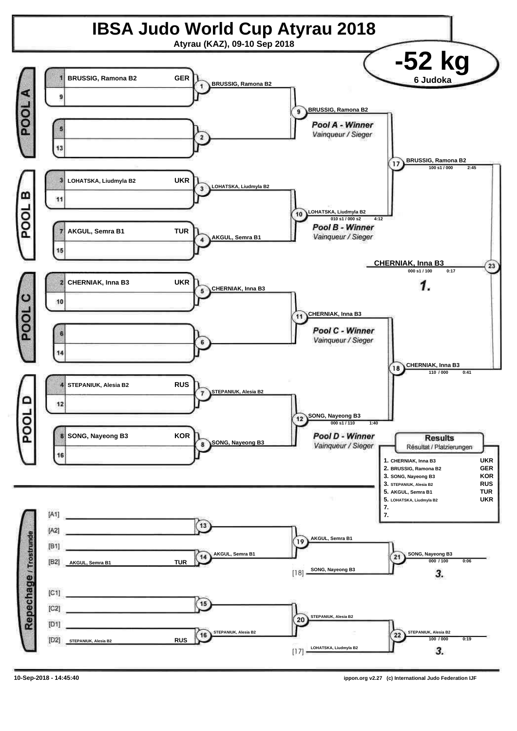# IBSA Judo World Cup Atyrau 2018

**Atyrau (KAZ), 09-10 Sep 2018**

## -52 kg

**6 Judoka**

### POOL A

| Seed | Name | Country |
|---|---|---|
| 1 | BRUSSIG, Ramona B2 | GER |
| 9 | | |
| 5 | | |
| 13 | | |

- Match 1: BRUSSIG, Ramona B2
- Match 2:
- Match 9: BRUSSIG, Ramona B2

*Pool A - Winner*
*Vainqueur / Sieger*

### POOL B

| Seed | Name | Country |
|---|---|---|
| 3 | LOHATSKA, Liudmyla B2 | UKR |
| 11 | | |
| 7 | AKGUL, Semra B1 | TUR |
| 15 | | |

- Match 3: LOHATSKA, Liudmyla B2
- Match 4: AKGUL, Semra B1
- Match 10: LOHATSKA, Liudmyla B2 — 010 s1 / 000 s2 — 4:12

*Pool B - Winner*
*Vainqueur / Sieger*

### POOL C

| Seed | Name | Country |
|---|---|---|
| 2 | CHERNIAK, Inna B3 | UKR |
| 10 | | |
| 6 | | |
| 14 | | |

- Match 5: CHERNIAK, Inna B3
- Match 6:
- Match 11: CHERNIAK, Inna B3

*Pool C - Winner*
*Vainqueur / Sieger*

### POOL D

| Seed | Name | Country |
|---|---|---|
| 4 | STEPANIUK, Alesia B2 | RUS |
| 12 | | |
| 8 | SONG, Nayeong B3 | KOR |
| 16 | | |

- Match 7: STEPANIUK, Alesia B2
- Match 8: SONG, Nayeong B3
- Match 12: SONG, Nayeong B3 — 000 s1 / 110 — 1:40

*Pool D - Winner*
*Vainqueur / Sieger*

### Semi-finals and Final

- Match 17: BRUSSIG, Ramona B2 — 100 s1 / 000 — 2:45
- Match 18: CHERNIAK, Inna B3 — 110 / 000 — 0:41
- Match 23: CHERNIAK, Inna B3 — 000 s1 / 100 — 0:17 — **1.**

### Repechage / Trostrunde

- [A1]
- [A2]
- [B1]
- [B2] AKGUL, Semra B1 — TUR
- Match 13:
- Match 14: AKGUL, Semra B1
- Match 19: AKGUL, Semra B1
- [18] SONG, Nayeong B3
- Match 21: SONG, Nayeong B3 — 000 / 100 — 0:06 — **3.**
- [C1]
- [C2]
- [D1]
- [D2] STEPANIUK, Alesia B2 — RUS
- Match 15:
- Match 16: STEPANIUK, Alesia B2
- Match 20: STEPANIUK, Alesia B2
- [17] LOHATSKA, Liudmyla B2
- Match 22: STEPANIUK, Alesia B2 — 100 / 000 — 0:19 — **3.**

### Results
Résultat / Platzierungen

| Place | Name | Country |
|---|---|---|
| 1. | CHERNIAK, Inna B3 | UKR |
| 2. | BRUSSIG, Ramona B2 | GER |
| 3. | SONG, Nayeong B3 | KOR |
| 3. | STEPANIUK, Alesia B2 | RUS |
| 5. | AKGUL, Semra B1 | TUR |
| 5. | LOHATSKA, Liudmyla B2 | UKR |
| 7. | | |
| 7. | | |

10-Sep-2018 - 14:45:40 — ippon.org v2.27 (c) International Judo Federation IJF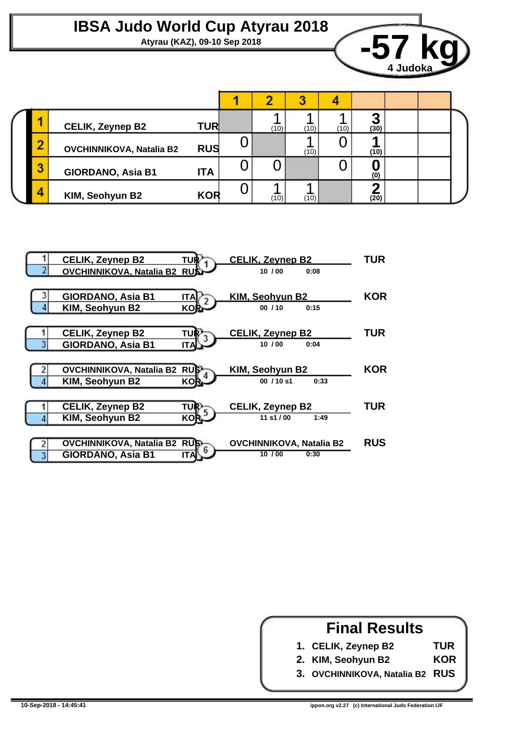# IBSA Judo World Cup Atyrau 2018

**Atyrau (KAZ), 09-10 Sep 2018**

## -57 kg

**4 Judoka**

| | Name | Nation | 1 | 2 | 3 | 4 | | | |
|---|---|---|---|---|---|---|---|---|---|
| 1 | CELIK, Zeynep B2 | TUR | | 1 (10) | 1 (10) | 1 (10) | **3 (30)** | | |
| 2 | OVCHINNIKOVA, Natalia B2 | RUS | 0 | | 1 (10) | 0 | **1 (10)** | | |
| 3 | GIORDANO, Asia B1 | ITA | 0 | 0 | | 0 | **0 (0)** | | |
| 4 | KIM, Seohyun B2 | KOR | 0 | 1 (10) | 1 (10) | | **2 (20)** | | |

| Contest | Competitor 1 | Competitor 2 | Winner | Score | Time | Nation |
|---|---|---|---|---|---|---|
| 1 | 1 CELIK, Zeynep B2 TUR | 2 OVCHINNIKOVA, Natalia B2 RUS | CELIK, Zeynep B2 | 10 / 00 | 0:08 | TUR |
| 2 | 3 GIORDANO, Asia B1 ITA | 4 KIM, Seohyun B2 KOR | KIM, Seohyun B2 | 00 / 10 | 0:15 | KOR |
| 3 | 1 CELIK, Zeynep B2 TUR | 3 GIORDANO, Asia B1 ITA | CELIK, Zeynep B2 | 10 / 00 | 0:04 | TUR |
| 4 | 2 OVCHINNIKOVA, Natalia B2 RUS | 4 KIM, Seohyun B2 KOR | KIM, Seohyun B2 | 00 / 10 s1 | 0:33 | KOR |
| 5 | 1 CELIK, Zeynep B2 TUR | 4 KIM, Seohyun B2 KOR | CELIK, Zeynep B2 | 11 s1 / 00 | 1:49 | TUR |
| 6 | 2 OVCHINNIKOVA, Natalia B2 RUS | 3 GIORDANO, Asia B1 ITA | OVCHINNIKOVA, Natalia B2 | 10 / 00 | 0:30 | RUS |

## Final Results

1. CELIK, Zeynep B2 — TUR
2. KIM, Seohyun B2 — KOR
3. OVCHINNIKOVA, Natalia B2 — RUS

10-Sep-2018 - 14:45:41

ippon.org v2.27 (c) International Judo Federation IJF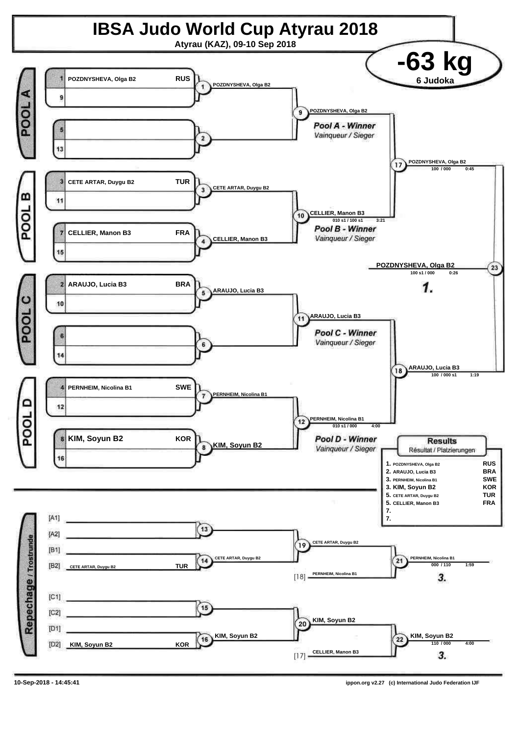# IBSA Judo World Cup Atyrau 2018

**Atyrau (KAZ), 09-10 Sep 2018**

## -63 kg

**6 Judoka**

### POOL A

| Seed | Name | Country |
|---|---|---|
| 1 | POZDNYSHEVA, Olga B2 | RUS |
| 9 | | |
| 5 | | |
| 13 | | |

- Contest 1: POZDNYSHEVA, Olga B2
- Contest 2:
- Contest 9: POZDNYSHEVA, Olga B2 — *Pool A - Winner* / Vainqueur / Sieger

### POOL B

| Seed | Name | Country |
|---|---|---|
| 3 | CETE ARTAR, Duygu B2 | TUR |
| 11 | | |
| 7 | CELLIER, Manon B3 | FRA |
| 15 | | |

- Contest 3: CETE ARTAR, Duygu B2
- Contest 4: CELLIER, Manon B3
- Contest 10: CELLIER, Manon B3 — 010 s1 / 100 s1 — 3:21 — *Pool B - Winner* / Vainqueur / Sieger

### POOL C

| Seed | Name | Country |
|---|---|---|
| 2 | ARAUJO, Lucia B3 | BRA |
| 10 | | |
| 6 | | |
| 14 | | |

- Contest 5: ARAUJO, Lucia B3
- Contest 6:
- Contest 11: ARAUJO, Lucia B3 — *Pool C - Winner* / Vainqueur / Sieger

### POOL D

| Seed | Name | Country |
|---|---|---|
| 4 | PERNHEIM, Nicolina B1 | SWE |
| 12 | | |
| 8 | KIM, Soyun B2 | KOR |
| 16 | | |

- Contest 7: PERNHEIM, Nicolina B1
- Contest 8: KIM, Soyun B2
- Contest 12: PERNHEIM, Nicolina B1 — 010 s1 / 000 — 4:00 — *Pool D - Winner* / Vainqueur / Sieger

### Semi-finals

- Contest 17: POZDNYSHEVA, Olga B2 — 100 / 000 — 0:45
- Contest 18: ARAUJO, Lucia B3 — 100 / 000 s1 — 1:19

### Final

- Contest 23: POZDNYSHEVA, Olga B2 — 100 s1 / 000 — 0:26 — **1.**

### Repechage / Trostrunde

- [A1], [A2] — Contest 13:
- [B1], [B2] CETE ARTAR, Duygu B2 (TUR) — Contest 14: CETE ARTAR, Duygu B2
- Contest 19: CETE ARTAR, Duygu B2
- [18] PERNHEIM, Nicolina B1
- Contest 21: PERNHEIM, Nicolina B1 — 000 / 110 — 1:59 — **3.**
- [C1], [C2] — Contest 15:
- [D1], [D2] KIM, Soyun B2 (KOR) — Contest 16: KIM, Soyun B2
- Contest 20: KIM, Soyun B2
- [17] CELLIER, Manon B3
- Contest 22: KIM, Soyun B2 — 110 / 000 — 4:00 — **3.**

### Results
Résultat / Platzierungen

| Place | Name | Country |
|---|---|---|
| 1. | POZDNYSHEVA, Olga B2 | RUS |
| 2. | ARAUJO, Lucia B3 | BRA |
| 3. | PERNHEIM, Nicolina B1 | SWE |
| 3. | KIM, Soyun B2 | KOR |
| 5. | CETE ARTAR, Duygu B2 | TUR |
| 5. | CELLIER, Manon B3 | FRA |
| 7. | | |
| 7. | | |

10-Sep-2018 - 14:45:41

ippon.org v2.27 (c) International Judo Federation IJF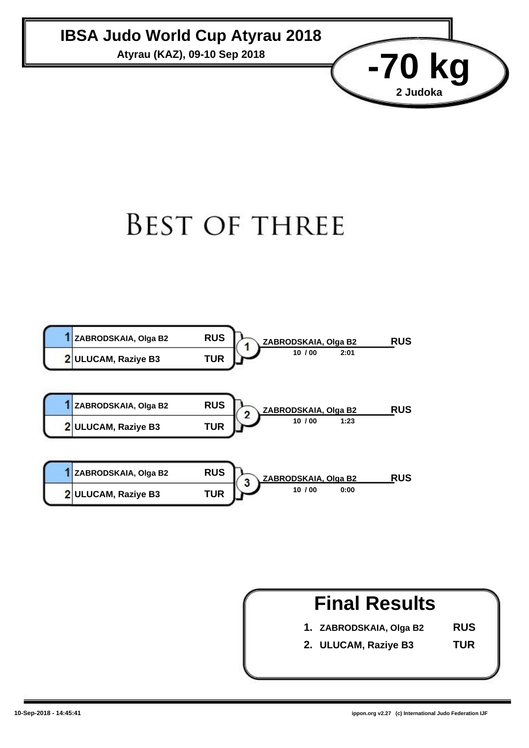# IBSA Judo World Cup Atyrau 2018

**Atyrau (KAZ), 09-10 Sep 2018**

## -70 kg

**2 Judoka**

# BEST OF THREE

| Contest | Pos | Judoka | Country | Winner | Country | Score | Time |
|---|---|---|---|---|---|---|---|
| 1 | 1 | ZABRODSKAIA, Olga B2 | RUS | ZABRODSKAIA, Olga B2 | RUS | 10 / 00 | 2:01 |
| | 2 | ULUCAM, Raziye B3 | TUR | | | | |
| 2 | 1 | ZABRODSKAIA, Olga B2 | RUS | ZABRODSKAIA, Olga B2 | RUS | 10 / 00 | 1:23 |
| | 2 | ULUCAM, Raziye B3 | TUR | | | | |
| 3 | 1 | ZABRODSKAIA, Olga B2 | RUS | ZABRODSKAIA, Olga B2 | RUS | 10 / 00 | 0:00 |
| | 2 | ULUCAM, Raziye B3 | TUR | | | | |

## Final Results

| Place | Judoka | Country |
|---|---|---|
| 1. | ZABRODSKAIA, Olga B2 | RUS |
| 2. | ULUCAM, Raziye B3 | TUR |

10-Sep-2018 - 14:45:41

ippon.org v2.27 (c) International Judo Federation IJF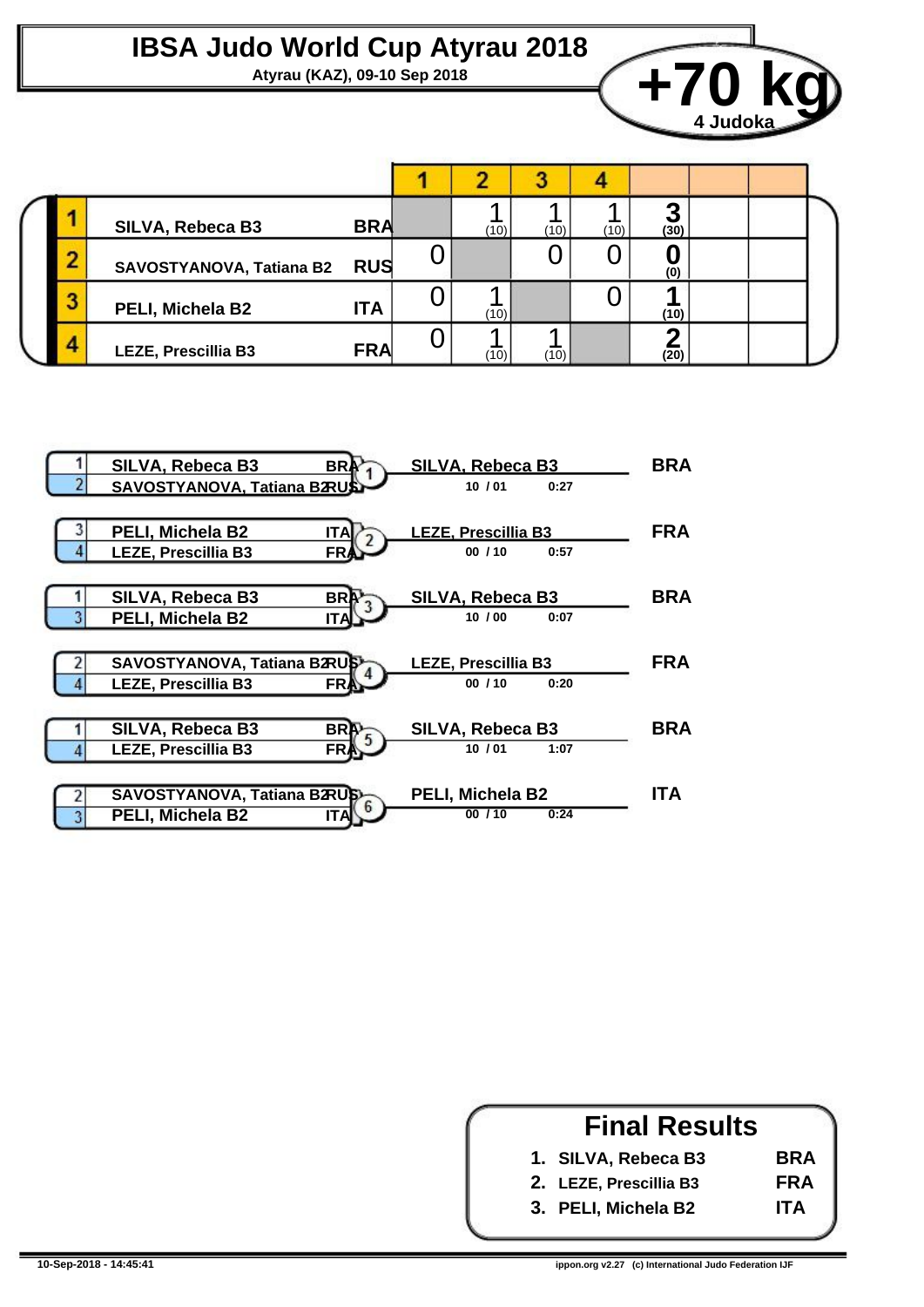# IBSA Judo World Cup Atyrau 2018

Atyrau (KAZ), 09-10 Sep 2018

## +70 kg

4 Judoka

| | | | 1 | 2 | 3 | 4 | | | |
|---|---|---|---|---|---|---|---|---|---|
| 1 | SILVA, Rebeca B3 | BRA | | 1 (10) | 1 (10) | 1 (10) | 3 (30) | | |
| 2 | SAVOSTYANOVA, Tatiana B2 | RUS | 0 | | 0 | 0 | 0 (0) | | |
| 3 | PELI, Michela B2 | ITA | 0 | 1 (10) | | 0 | 1 (10) | | |
| 4 | LEZE, Prescillia B3 | FRA | 0 | 1 (10) | 1 (10) | | 2 (20) | | |

| Contest | Competitors | Winner | Score | Time | Nation |
|---|---|---|---|---|---|
| 1 | 1 SILVA, Rebeca B3 BRA / 2 SAVOSTYANOVA, Tatiana B2 RUS | SILVA, Rebeca B3 | 10 / 01 | 0:27 | BRA |
| 2 | 3 PELI, Michela B2 ITA / 4 LEZE, Prescillia B3 FRA | LEZE, Prescillia B3 | 00 / 10 | 0:57 | FRA |
| 3 | 1 SILVA, Rebeca B3 BRA / 3 PELI, Michela B2 ITA | SILVA, Rebeca B3 | 10 / 00 | 0:07 | BRA |
| 4 | 2 SAVOSTYANOVA, Tatiana B2 RUS / 4 LEZE, Prescillia B3 FRA | LEZE, Prescillia B3 | 00 / 10 | 0:20 | FRA |
| 5 | 1 SILVA, Rebeca B3 BRA / 4 LEZE, Prescillia B3 FRA | SILVA, Rebeca B3 | 10 / 01 | 1:07 | BRA |
| 6 | 2 SAVOSTYANOVA, Tatiana B2 RUS / 3 PELI, Michela B2 ITA | PELI, Michela B2 | 00 / 10 | 0:24 | ITA |

## Final Results

1. SILVA, Rebeca B3 BRA
2. LEZE, Prescillia B3 FRA
3. PELI, Michela B2 ITA

10-Sep-2018 - 14:45:41

ippon.org v2.27 (c) International Judo Federation IJF